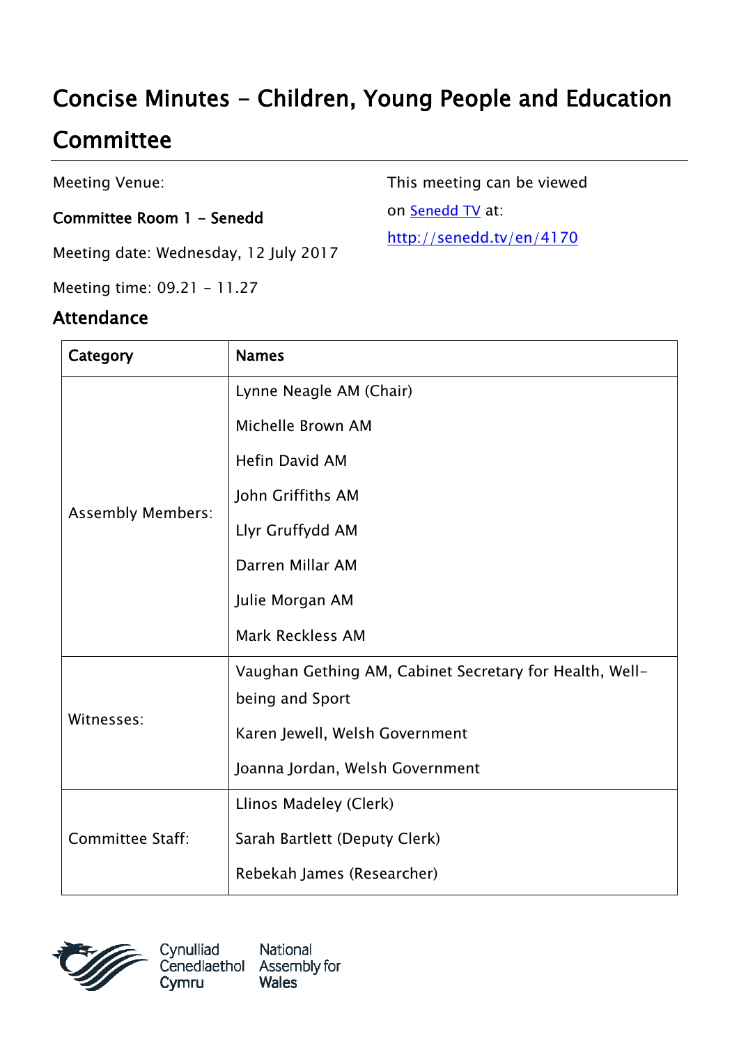# Concise Minutes - Children, Young People and Education Committee

Meeting Venue:

**Committee Room 1 - Senedd**

Meeting date: Wednesday, 12 July 2017

Meeting time: 09.21 - 11.27

This meeting can be viewed on [Senedd TV](http://senedd.tv/en/4170) at: http://senedd.tv/en/4170

## Attendance

| Category | Names |
|---|---|
| Assembly Members: | Lynne Neagle AM (Chair)<br>Michelle Brown AM<br>Hefin David AM<br>John Griffiths AM<br>Llyr Gruffydd AM<br>Darren Millar AM<br>Julie Morgan AM<br>Mark Reckless AM |
| Witnesses: | Vaughan Gething AM, Cabinet Secretary for Health, Well-being and Sport<br>Karen Jewell, Welsh Government<br>Joanna Jordan, Welsh Government |
| Committee Staff: | Llinos Madeley (Clerk)<br>Sarah Bartlett (Deputy Clerk)<br>Rebekah James (Researcher) |

Cynulliad Cenedlaethol Cymru | National Assembly for Wales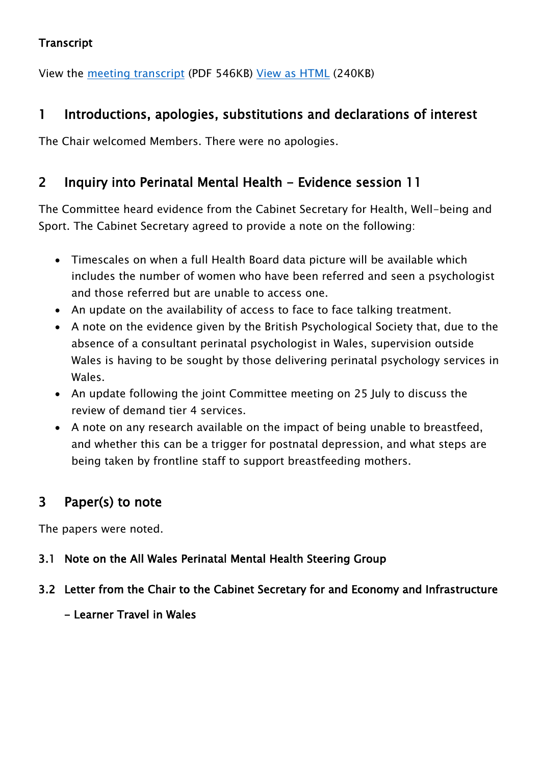**Transcript**

View the meeting transcript (PDF 546KB) View as HTML (240KB)

## 1 Introductions, apologies, substitutions and declarations of interest

The Chair welcomed Members. There were no apologies.

## 2 Inquiry into Perinatal Mental Health - Evidence session 11

The Committee heard evidence from the Cabinet Secretary for Health, Well-being and Sport. The Cabinet Secretary agreed to provide a note on the following:

- Timescales on when a full Health Board data picture will be available which includes the number of women who have been referred and seen a psychologist and those referred but are unable to access one.
- An update on the availability of access to face to face talking treatment.
- A note on the evidence given by the British Psychological Society that, due to the absence of a consultant perinatal psychologist in Wales, supervision outside Wales is having to be sought by those delivering perinatal psychology services in Wales.
- An update following the joint Committee meeting on 25 July to discuss the review of demand tier 4 services.
- A note on any research available on the impact of being unable to breastfeed, and whether this can be a trigger for postnatal depression, and what steps are being taken by frontline staff to support breastfeeding mothers.

## 3 Paper(s) to note

The papers were noted.

### 3.1 Note on the All Wales Perinatal Mental Health Steering Group

### 3.2 Letter from the Chair to the Cabinet Secretary for and Economy and Infrastructure - Learner Travel in Wales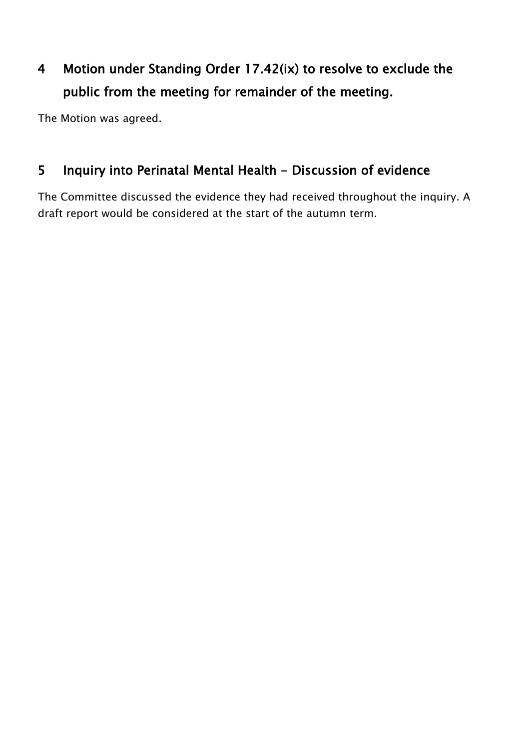## 4 Motion under Standing Order 17.42(ix) to resolve to exclude the public from the meeting for remainder of the meeting.

The Motion was agreed.

## 5 Inquiry into Perinatal Mental Health - Discussion of evidence

The Committee discussed the evidence they had received throughout the inquiry. A draft report would be considered at the start of the autumn term.